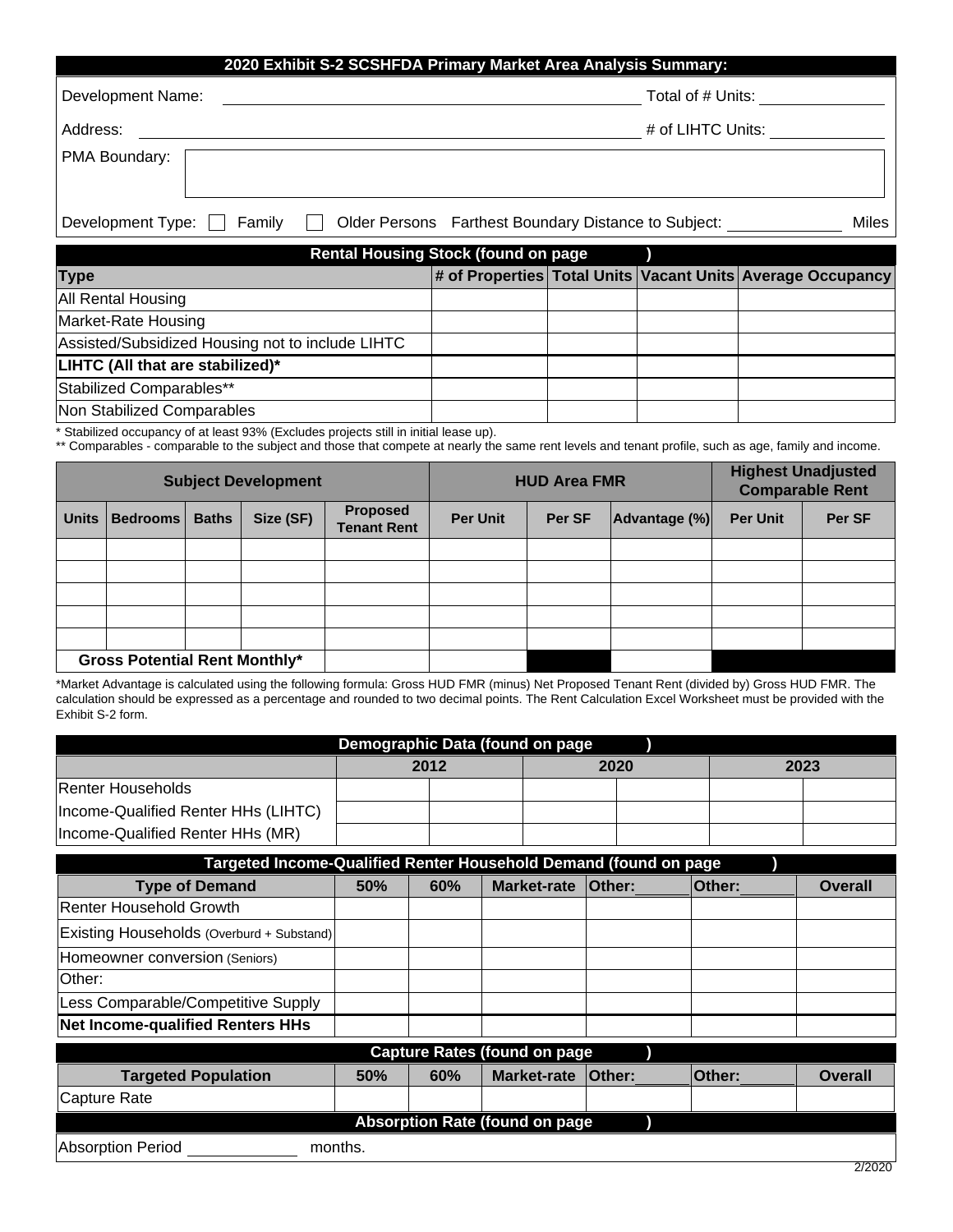## 2020 Exhibit S-2 SCSHFDA Primary Market Area Analysis Summary:

Development Name: ______________________________ Total of # Units: __________

Address: ______________________________ # of LIHTC Units: __________

PMA Boundary: ______________________________

Development Type: ☐ Family ☐ Older Persons Farthest Boundary Distance to Subject: __________ Miles

| Rental Housing Stock (found on page ) | | | | |
|---|---|---|---|---|
| **Type** | **# of Properties** | **Total Units** | **Vacant Units** | **Average Occupancy** |
| All Rental Housing | | | | |
| Market-Rate Housing | | | | |
| Assisted/Subsidized Housing not to include LIHTC | | | | |
| **LIHTC (All that are stabilized)*** | | | | |
| Stabilized Comparables** | | | | |
| Non Stabilized Comparables | | | | |

\* Stabilized occupancy of at least 93% (Excludes projects still in initial lease up).

\*\* Comparables - comparable to the subject and those that compete at nearly the same rent levels and tenant profile, such as age, family and income.

| Subject Development | | | | | HUD Area FMR | | | Highest Unadjusted Comparable Rent | |
|---|---|---|---|---|---|---|---|---|---|
| **Units** | **Bedrooms** | **Baths** | **Size (SF)** | **Proposed Tenant Rent** | **Per Unit** | **Per SF** | **Advantage (%)** | **Per Unit** | **Per SF** |
| | | | | | | | | | |
| | | | | | | | | | |
| | | | | | | | | | |
| | | | | | | | | | |
| | | | | | | | | | |
| **Gross Potential Rent Monthly*** | | | | | | | | | |

\*Market Advantage is calculated using the following formula: Gross HUD FMR (minus) Net Proposed Tenant Rent (divided by) Gross HUD FMR. The calculation should be expressed as a percentage and rounded to two decimal points. The Rent Calculation Excel Worksheet must be provided with the Exhibit S-2 form.

| Demographic Data (found on page ) | | | | | | |
|---|---|---|---|---|---|---|
| | 2012 | | 2020 | | 2023 | |
| Renter Households | | | | | | |
| Income-Qualified Renter HHs (LIHTC) | | | | | | |
| Income-Qualified Renter HHs (MR) | | | | | | |

| Targeted Income-Qualified Renter Household Demand (found on page ) | | | | | | |
|---|---|---|---|---|---|---|
| **Type of Demand** | **50%** | **60%** | **Market-rate** | **Other:______** | **Other:______** | **Overall** |
| Renter Household Growth | | | | | | |
| Existing Households (Overburd + Substand) | | | | | | |
| Homeowner conversion (Seniors) | | | | | | |
| Other: | | | | | | |
| Less Comparable/Competitive Supply | | | | | | |
| **Net Income-qualified Renters HHs** | | | | | | |

| Capture Rates (found on page ) | | | | | | |
|---|---|---|---|---|---|---|
| **Targeted Population** | **50%** | **60%** | **Market-rate** | **Other:______** | **Other:______** | **Overall** |
| Capture Rate | | | | | | |

**Absorption Rate (found on page )**

Absorption Period __________ months.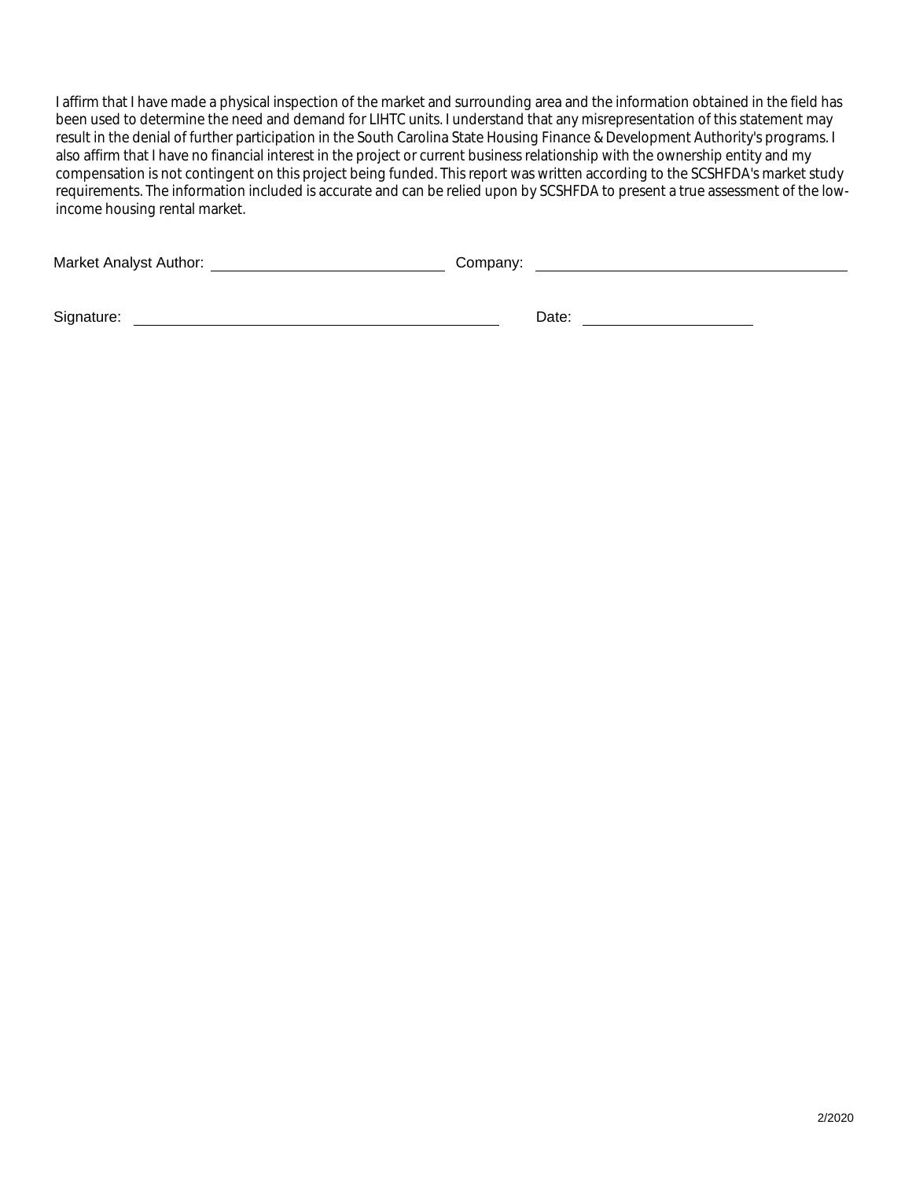I affirm that I have made a physical inspection of the market and surrounding area and the information obtained in the field has been used to determine the need and demand for LIHTC units. I understand that any misrepresentation of this statement may result in the denial of further participation in the South Carolina State Housing Finance & Development Authority's programs. I also affirm that I have no financial interest in the project or current business relationship with the ownership entity and my compensation is not contingent on this project being funded. This report was written according to the SCSHFDA's market study requirements. The information included is accurate and can be relied upon by SCSHFDA to present a true assessment of the low-income housing rental market.

Market Analyst Author: ______________________________ Company: ________________________________________

Signature: ______________________________________________ Date: ______________________

2/2020